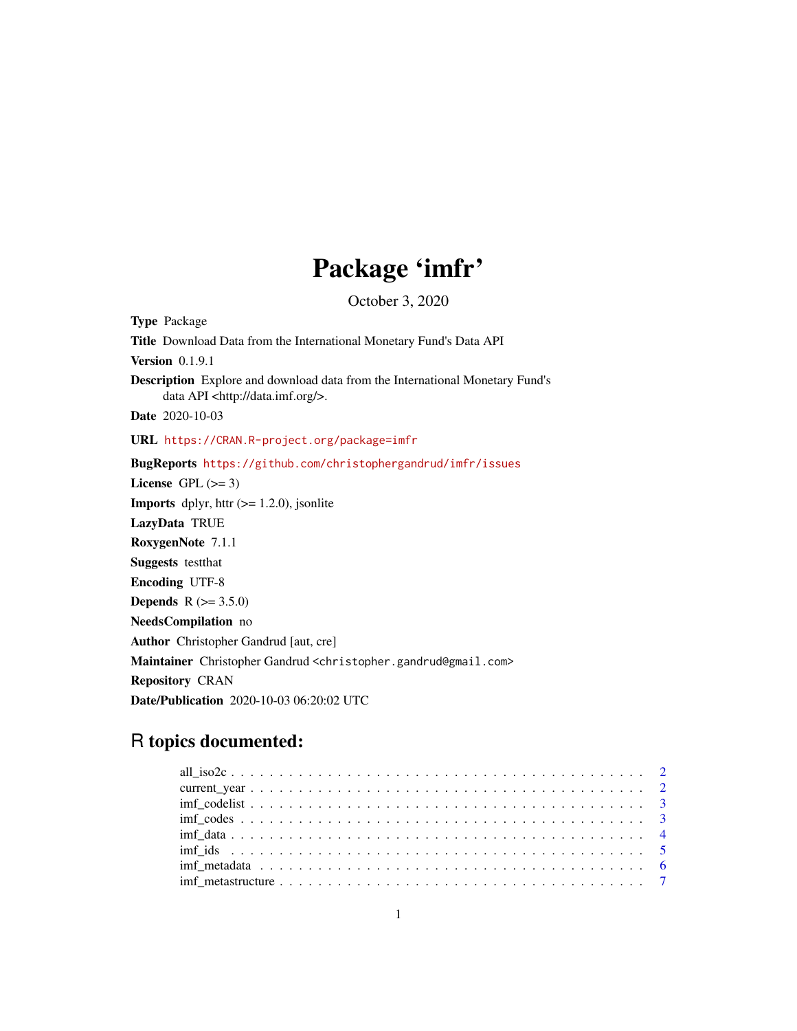# Package 'imfr'

October 3, 2020

**Type** Package

**Title** Download Data from the International Monetary Fund's Data API

**Version** 0.1.9.1

**Description** Explore and download data from the International Monetary Fund's data API <http://data.imf.org/>.

**Date** 2020-10-03

**URL** https://CRAN.R-project.org/package=imfr

**BugReports** https://github.com/christophergandrud/imfr/issues

**License** GPL (>= 3)

**Imports** dplyr, httr (>= 1.2.0), jsonlite

**LazyData** TRUE

**RoxygenNote** 7.1.1

**Suggests** testthat

**Encoding** UTF-8

**Depends** R (>= 3.5.0)

**NeedsCompilation** no

**Author** Christopher Gandrud [aut, cre]

**Maintainer** Christopher Gandrud <christopher.gandrud@gmail.com>

**Repository** CRAN

**Date/Publication** 2020-10-03 06:20:02 UTC

## R topics documented:

- all_iso2c . . . . . . . . . . . . . . . . . . . . . . . . . . . . . . . . . . . . . . . . . 2
- current_year . . . . . . . . . . . . . . . . . . . . . . . . . . . . . . . . . . . . . . . 2
- imf_codelist . . . . . . . . . . . . . . . . . . . . . . . . . . . . . . . . . . . . . . . 3
- imf_codes . . . . . . . . . . . . . . . . . . . . . . . . . . . . . . . . . . . . . . . . 3
- imf_data . . . . . . . . . . . . . . . . . . . . . . . . . . . . . . . . . . . . . . . . . 4
- imf_ids . . . . . . . . . . . . . . . . . . . . . . . . . . . . . . . . . . . . . . . . . . 5
- imf_metadata . . . . . . . . . . . . . . . . . . . . . . . . . . . . . . . . . . . . . . 6
- imf_metastructure . . . . . . . . . . . . . . . . . . . . . . . . . . . . . . . . . . . . 7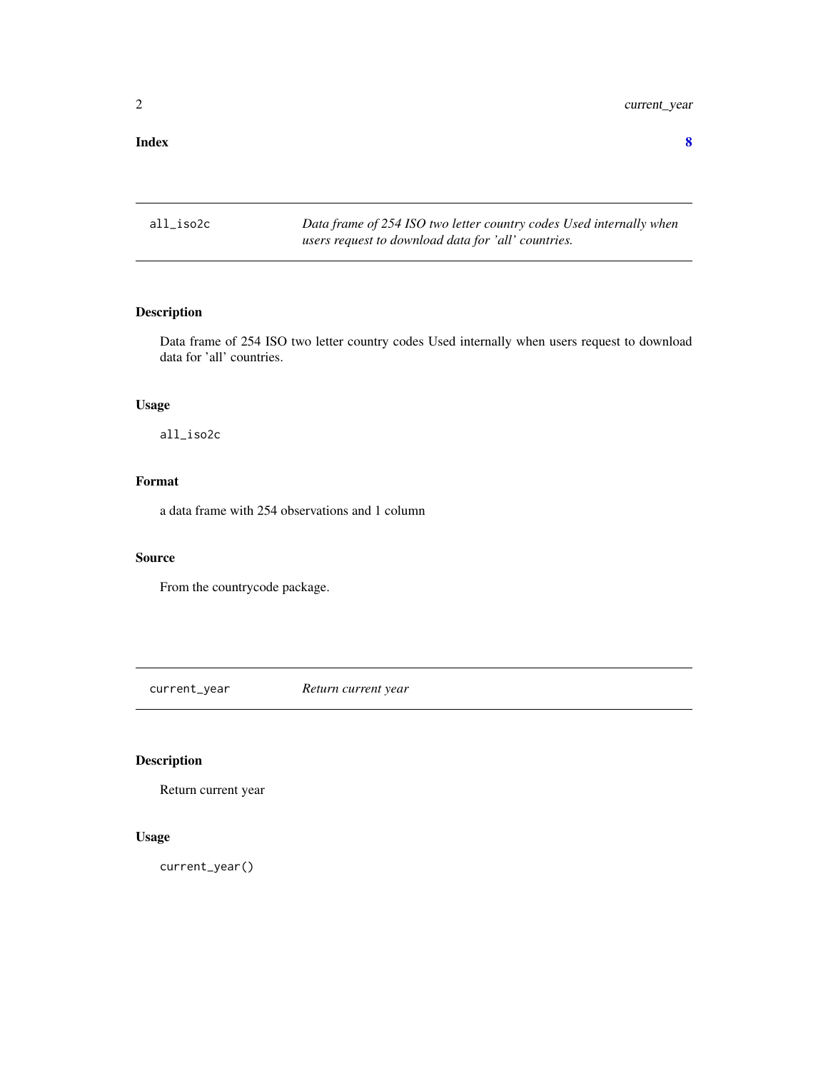**Index** **8**

| all_iso2c | *Data frame of 254 ISO two letter country codes Used internally when users request to download data for 'all' countries.* |
|---|---|

## Description

Data frame of 254 ISO two letter country codes Used internally when users request to download data for 'all' countries.

## Usage

```
all_iso2c
```

## Format

a data frame with 254 observations and 1 column

## Source

From the countrycode package.

| current_year | *Return current year* |
|---|---|

## Description

Return current year

## Usage

```
current_year()
```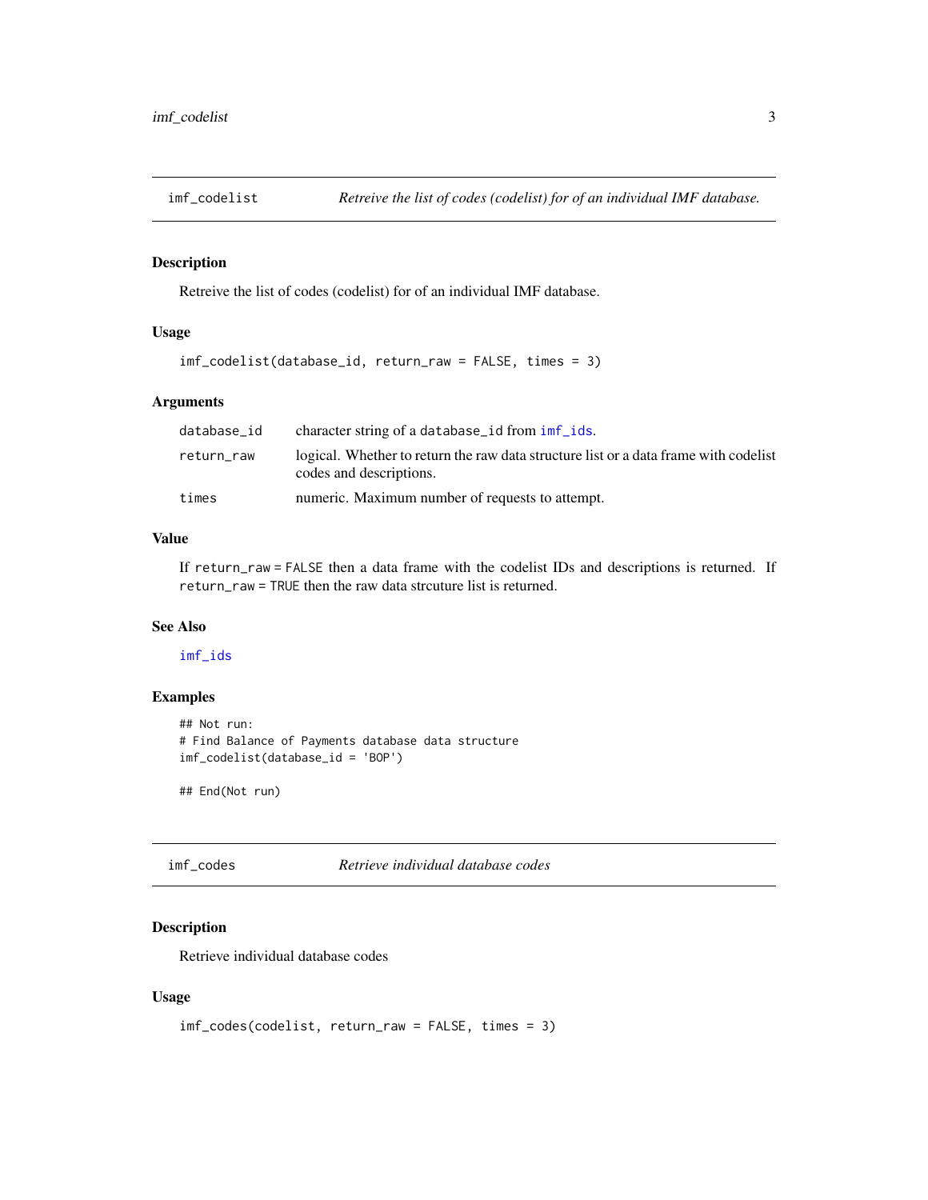## imf_codelist — *Retreive the list of codes (codelist) for of an individual IMF database.*

### Description

Retreive the list of codes (codelist) for of an individual IMF database.

### Usage

```
imf_codelist(database_id, return_raw = FALSE, times = 3)
```

### Arguments

| | |
|---|---|
| `database_id` | character string of a `database_id` from `imf_ids`. |
| `return_raw` | logical. Whether to return the raw data structure list or a data frame with codelist codes and descriptions. |
| `times` | numeric. Maximum number of requests to attempt. |

### Value

If `return_raw = FALSE` then a data frame with the codelist IDs and descriptions is returned. If `return_raw = TRUE` then the raw data strcuture list is returned.

### See Also

`imf_ids`

### Examples

```
## Not run:
# Find Balance of Payments database data structure
imf_codelist(database_id = 'BOP')

## End(Not run)
```

## imf_codes — *Retrieve individual database codes*

### Description

Retrieve individual database codes

### Usage

```
imf_codes(codelist, return_raw = FALSE, times = 3)
```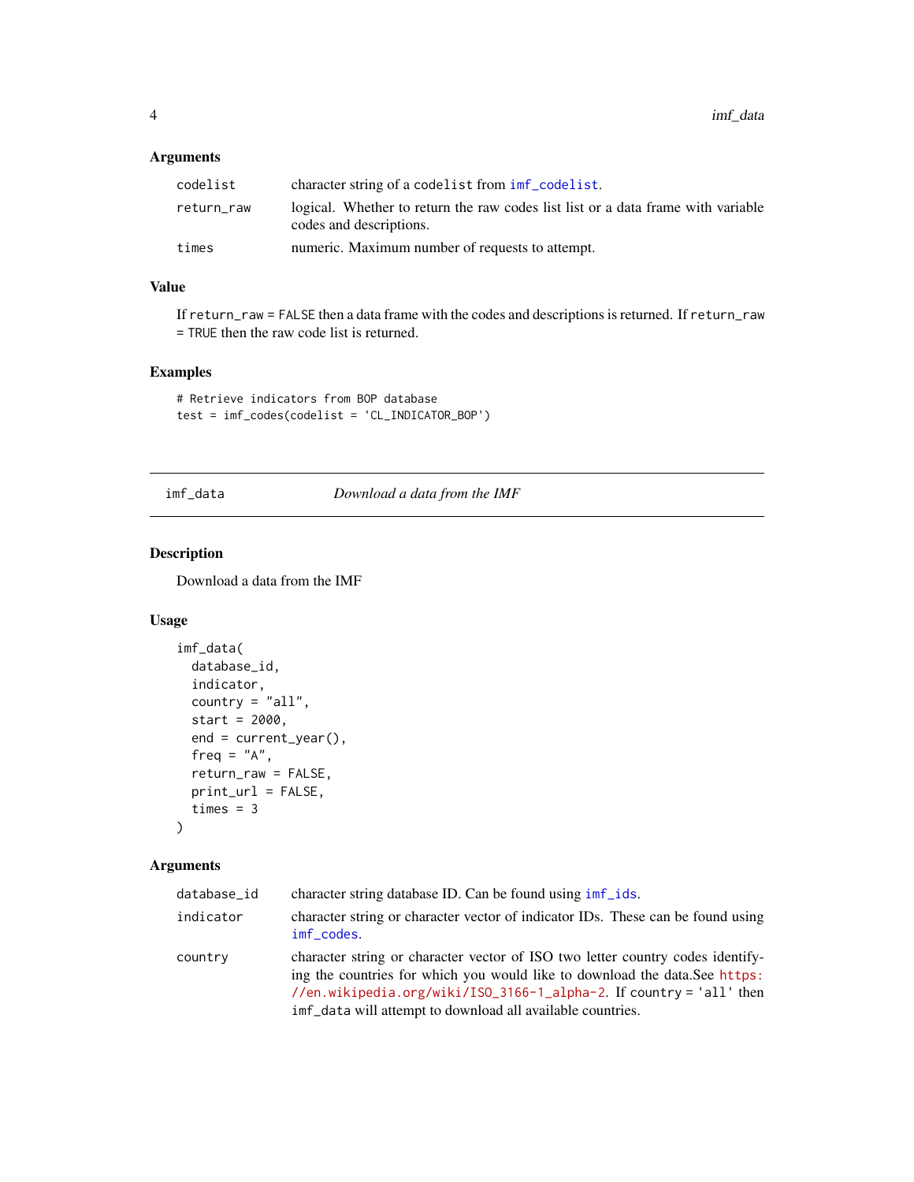### Arguments

| | |
|---|---|
| codelist | character string of a codelist from imf_codelist. |
| return_raw | logical. Whether to return the raw codes list list or a data frame with variable codes and descriptions. |
| times | numeric. Maximum number of requests to attempt. |

### Value

If return_raw = FALSE then a data frame with the codes and descriptions is returned. If return_raw = TRUE then the raw code list is returned.

### Examples

```
# Retrieve indicators from BOP database
test = imf_codes(codelist = 'CL_INDICATOR_BOP')
```

---

## imf_data *Download a data from the IMF*

---

### Description

Download a data from the IMF

### Usage

```
imf_data(
  database_id,
  indicator,
  country = "all",
  start = 2000,
  end = current_year(),
  freq = "A",
  return_raw = FALSE,
  print_url = FALSE,
  times = 3
)
```

### Arguments

| | |
|---|---|
| database_id | character string database ID. Can be found using imf_ids. |
| indicator | character string or character vector of indicator IDs. These can be found using imf_codes. |
| country | character string or character vector of ISO two letter country codes identifying the countries for which you would like to download the data.See https://en.wikipedia.org/wiki/ISO_3166-1_alpha-2. If country = 'all' then imf_data will attempt to download all available countries. |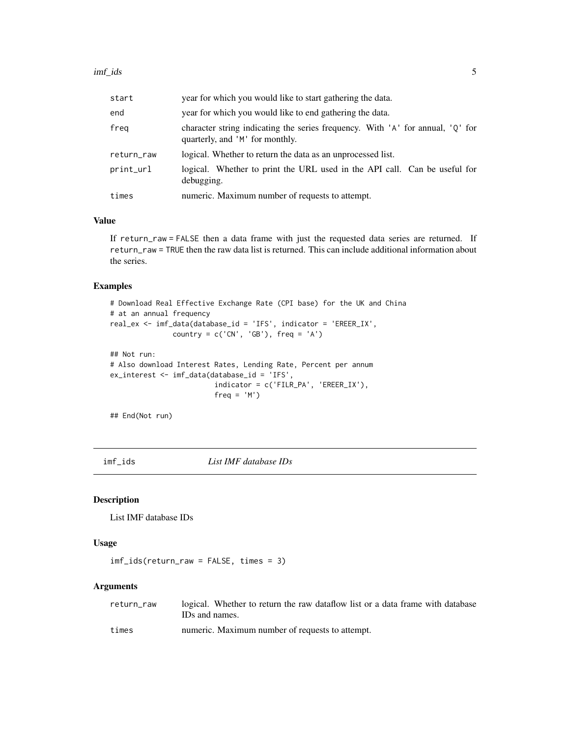| | |
|---|---|
| start | year for which you would like to start gathering the data. |
| end | year for which you would like to end gathering the data. |
| freq | character string indicating the series frequency. With 'A' for annual, 'Q' for quarterly, and 'M' for monthly. |
| return_raw | logical. Whether to return the data as an unprocessed list. |
| print_url | logical. Whether to print the URL used in the API call. Can be useful for debugging. |
| times | numeric. Maximum number of requests to attempt. |

### Value

If `return_raw = FALSE` then a data frame with just the requested data series are returned. If `return_raw = TRUE` then the raw data list is returned. This can include additional information about the series.

### Examples

```
# Download Real Effective Exchange Rate (CPI base) for the UK and China
# at an annual frequency
real_ex <- imf_data(database_id = 'IFS', indicator = 'EREER_IX',
              country = c('CN', 'GB'), freq = 'A')

## Not run:
# Also download Interest Rates, Lending Rate, Percent per annum
ex_interest <- imf_data(database_id = 'IFS',
                        indicator = c('FILR_PA', 'EREER_IX'),
                        freq = 'M')

## End(Not run)
```

## imf_ids — *List IMF database IDs*

### Description

List IMF database IDs

### Usage

```
imf_ids(return_raw = FALSE, times = 3)
```

### Arguments

| | |
|---|---|
| return_raw | logical. Whether to return the raw dataflow list or a data frame with database IDs and names. |
| times | numeric. Maximum number of requests to attempt. |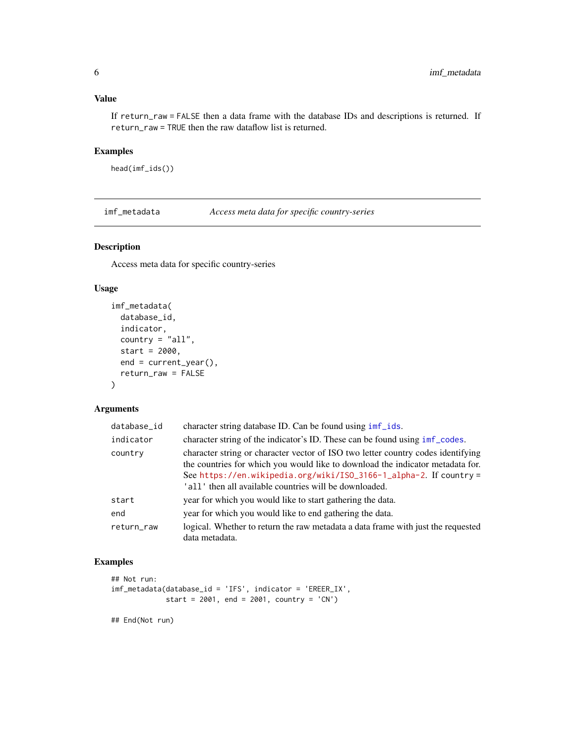### Value

If `return_raw = FALSE` then a data frame with the database IDs and descriptions is returned. If `return_raw = TRUE` then the raw dataflow list is returned.

### Examples

```
head(imf_ids())
```

## imf_metadata — *Access meta data for specific country-series*

### Description

Access meta data for specific country-series

### Usage

```
imf_metadata(
  database_id,
  indicator,
  country = "all",
  start = 2000,
  end = current_year(),
  return_raw = FALSE
)
```

### Arguments

| Argument | Description |
|---|---|
| `database_id` | character string database ID. Can be found using `imf_ids`. |
| `indicator` | character string of the indicator's ID. These can be found using `imf_codes`. |
| `country` | character string or character vector of ISO two letter country codes identifying the countries for which you would like to download the indicator metadata for. See https://en.wikipedia.org/wiki/ISO_3166-1_alpha-2. If `country = 'all'` then all available countries will be downloaded. |
| `start` | year for which you would like to start gathering the data. |
| `end` | year for which you would like to end gathering the data. |
| `return_raw` | logical. Whether to return the raw metadata a data frame with just the requested data metadata. |

### Examples

```
## Not run:
imf_metadata(database_id = 'IFS', indicator = 'EREER_IX',
             start = 2001, end = 2001, country = 'CN')

## End(Not run)
```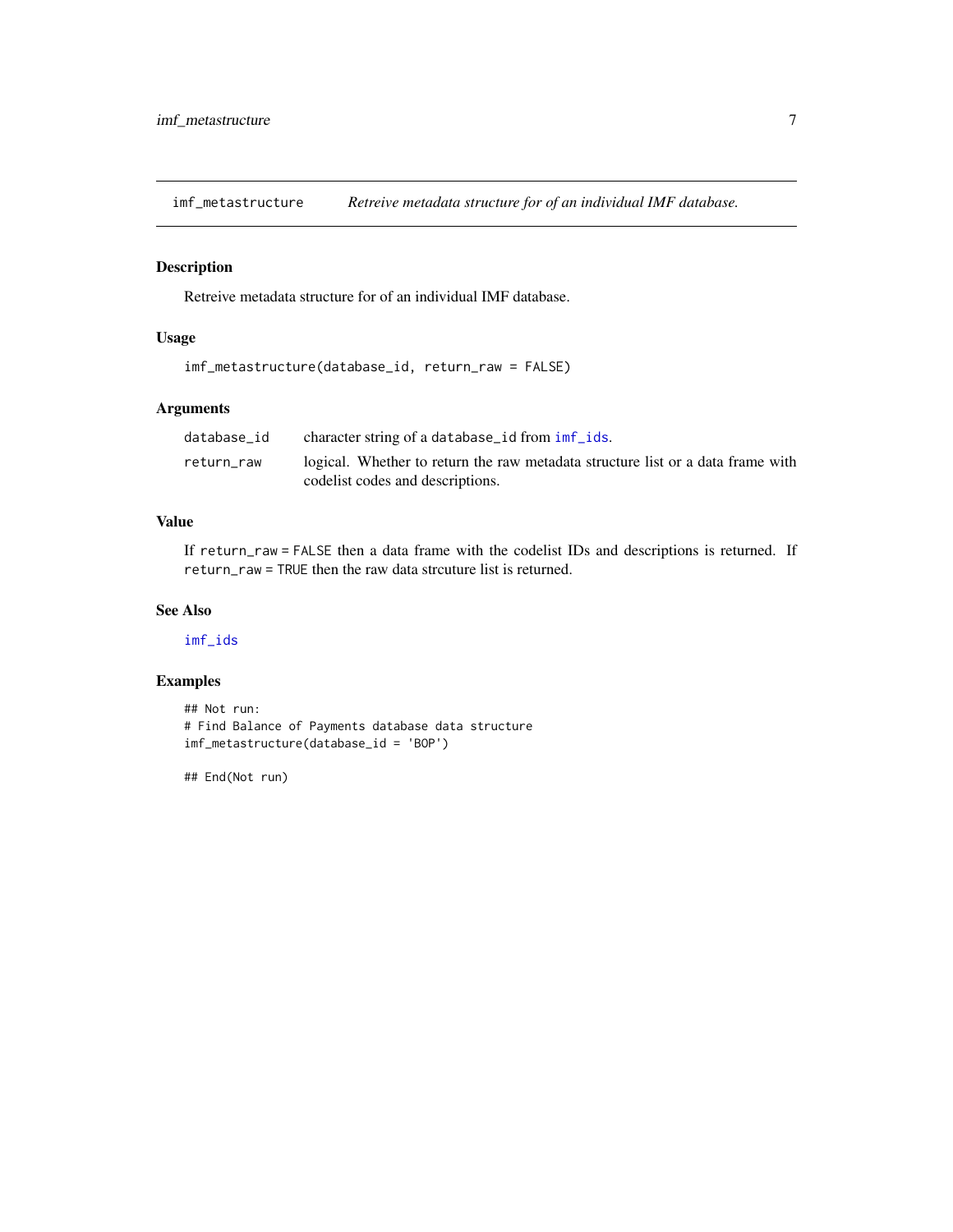## imf_metastructure    *Retreive metadata structure for of an individual IMF database.*

### Description

Retreive metadata structure for of an individual IMF database.

### Usage

```
imf_metastructure(database_id, return_raw = FALSE)
```

### Arguments

| | |
|---|---|
| database_id | character string of a database_id from imf_ids. |
| return_raw | logical. Whether to return the raw metadata structure list or a data frame with codelist codes and descriptions. |

### Value

If return_raw = FALSE then a data frame with the codelist IDs and descriptions is returned. If return_raw = TRUE then the raw data strcuture list is returned.

### See Also

imf_ids

### Examples

```
## Not run:
# Find Balance of Payments database data structure
imf_metastructure(database_id = 'BOP')

## End(Not run)
```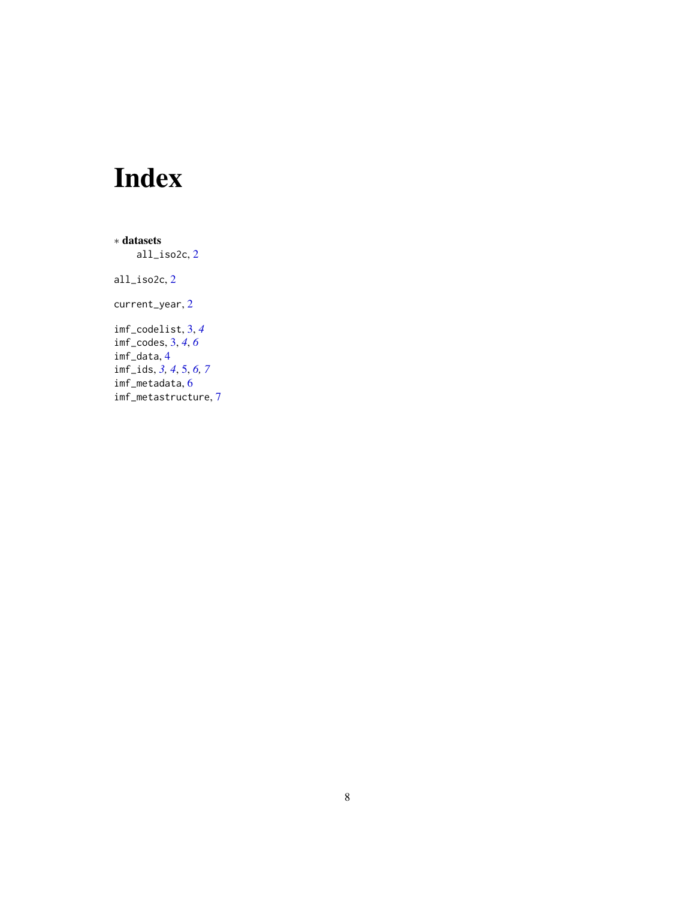# Index

∗ **datasets**
    all_iso2c, 2

all_iso2c, 2

current_year, 2

imf_codelist, 3, *4*
imf_codes, 3, *4*, *6*
imf_data, 4
imf_ids, *3, 4*, 5, *6, 7*
imf_metadata, 6
imf_metastructure, 7